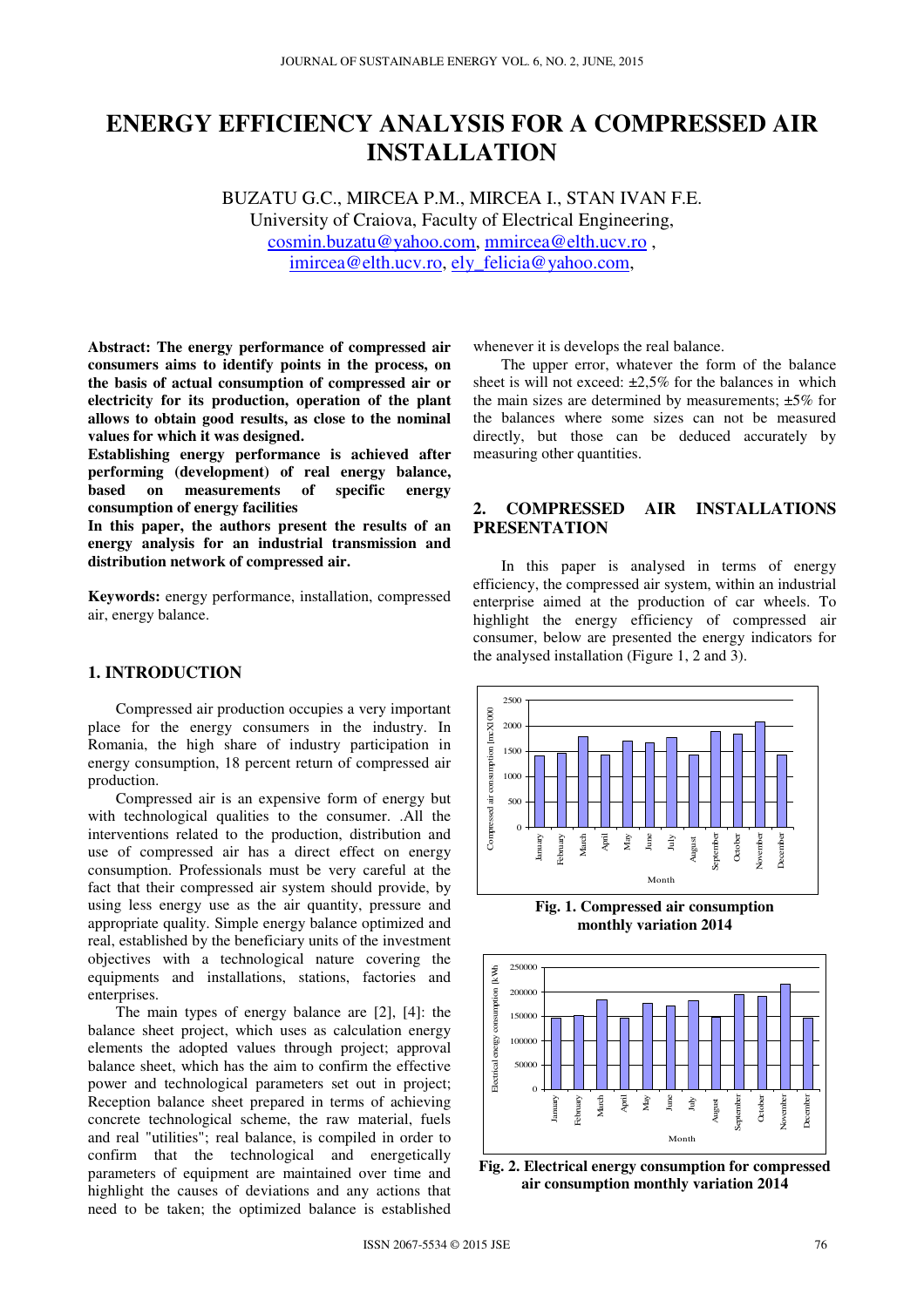# ENERGY EFFICIENCY ANALYSIS FOR A COMPRESSED AIR INSTALLATION

BUZATU G.C., MIRCEA P.M., MIRCEA I., STAN IVAN F.E.
University of Craiova, Faculty of Electrical Engineering,
cosmin.buzatu@yahoo.com, mmircea@elth.ucv.ro ,
imircea@elth.ucv.ro, ely_felicia@yahoo.com,

**Abstract: The energy performance of compressed air consumers aims to identify points in the process, on the basis of actual consumption of compressed air or electricity for its production, operation of the plant allows to obtain good results, as close to the nominal values for which it was designed.**

**Establishing energy performance is achieved after performing (development) of real energy balance, based on measurements of specific energy consumption of energy facilities**

**In this paper, the authors present the results of an energy analysis for an industrial transmission and distribution network of compressed air.**

**Keywords:** energy performance, installation, compressed air, energy balance.

## 1. INTRODUCTION

Compressed air production occupies a very important place for the energy consumers in the industry. In Romania, the high share of industry participation in energy consumption, 18 percent return of compressed air production.

Compressed air is an expensive form of energy but with technological qualities to the consumer. .All the interventions related to the production, distribution and use of compressed air has a direct effect on energy consumption. Professionals must be very careful at the fact that their compressed air system should provide, by using less energy use as the air quantity, pressure and appropriate quality. Simple energy balance optimized and real, established by the beneficiary units of the investment objectives with a technological nature covering the equipments and installations, stations, factories and enterprises.

The main types of energy balance are [2], [4]: the balance sheet project, which uses as calculation energy elements the adopted values through project; approval balance sheet, which has the aim to confirm the effective power and technological parameters set out in project; Reception balance sheet prepared in terms of achieving concrete technological scheme, the raw material, fuels and real "utilities"; real balance, is compiled in order to confirm that the technological and energetically parameters of equipment are maintained over time and highlight the causes of deviations and any actions that need to be taken; the optimized balance is established whenever it is develops the real balance.

The upper error, whatever the form of the balance sheet is will not exceed: ±2,5% for the balances in which the main sizes are determined by measurements; ±5% for the balances where some sizes can not be measured directly, but those can be deduced accurately by measuring other quantities.

## 2. COMPRESSED AIR INSTALLATIONS PRESENTATION

In this paper is analysed in terms of energy efficiency, the compressed air system, within an industrial enterprise aimed at the production of car wheels. To highlight the energy efficiency of compressed air consumer, below are presented the energy indicators for the analysed installation (Figure 1, 2 and 3).

**Fig. 1. Compressed air consumption monthly variation 2014**

**Fig. 2. Electrical energy consumption for compressed air consumption monthly variation 2014**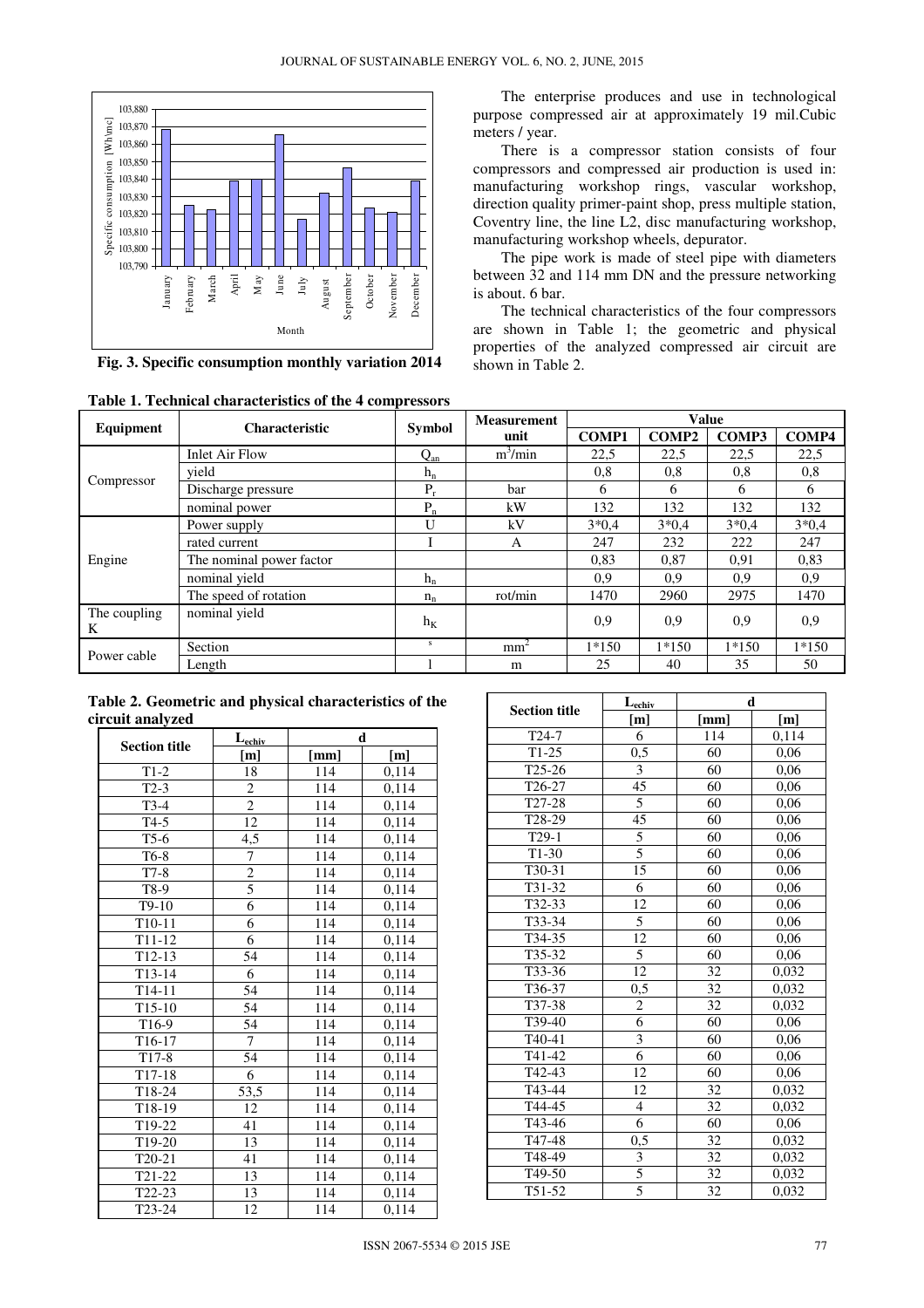Fig. 3. Specific consumption monthly variation 2014

The enterprise produces and use in technological purpose compressed air at approximately 19 mil.Cubic meters / year.

There is a compressor station consists of four compressors and compressed air production is used in: manufacturing workshop rings, vascular workshop, direction quality primer-paint shop, press multiple station, Coventry line, the line L2, disc manufacturing workshop, manufacturing workshop wheels, depurator.

The pipe work is made of steel pipe with diameters between 32 and 114 mm DN and the pressure networking is about. 6 bar.

The technical characteristics of the four compressors are shown in Table 1; the geometric and physical properties of the analyzed compressed air circuit are shown in Table 2.

**Table 1. Technical characteristics of the 4 compressors**

| Equipment | Characteristic | Symbol | Measurement unit | Value | | | |
|---|---|---|---|---|---|---|---|
| | | | | COMP1 | COMP2 | COMP3 | COMP4 |
| Compressor | Inlet Air Flow | $Q_{an}$ | $m^3$/min | 22,5 | 22,5 | 22,5 | 22,5 |
| | yield | $h_n$ | | 0,8 | 0,8 | 0,8 | 0,8 |
| | Discharge pressure | $P_r$ | bar | 6 | 6 | 6 | 6 |
| | nominal power | $P_n$ | kW | 132 | 132 | 132 | 132 |
| Engine | Power supply | U | kV | 3*0,4 | 3*0,4 | 3*0,4 | 3*0,4 |
| | rated current | I | A | 247 | 232 | 222 | 247 |
| | The nominal power factor | | | 0,83 | 0,87 | 0,91 | 0,83 |
| | nominal yield | $h_n$ | | 0,9 | 0,9 | 0,9 | 0,9 |
| | The speed of rotation | $n_n$ | rot/min | 1470 | 2960 | 2975 | 1470 |
| The coupling K | nominal yield | $h_K$ | | 0,9 | 0,9 | 0,9 | 0,9 |
| Power cable | Section | s | $mm^2$ | 1*150 | 1*150 | 1*150 | 1*150 |
| | Length | l | m | 25 | 40 | 35 | 50 |

**Table 2. Geometric and physical characteristics of the circuit analyzed**

| Section title | $L_{echiv}$ | d | |
|---|---|---|---|
| | [m] | [mm] | [m] |
| T1-2 | 18 | 114 | 0,114 |
| T2-3 | 2 | 114 | 0,114 |
| T3-4 | 2 | 114 | 0,114 |
| T4-5 | 12 | 114 | 0,114 |
| T5-6 | 4,5 | 114 | 0,114 |
| T6-8 | 7 | 114 | 0,114 |
| T7-8 | 2 | 114 | 0,114 |
| T8-9 | 5 | 114 | 0,114 |
| T9-10 | 6 | 114 | 0,114 |
| T10-11 | 6 | 114 | 0,114 |
| T11-12 | 6 | 114 | 0,114 |
| T12-13 | 54 | 114 | 0,114 |
| T13-14 | 6 | 114 | 0,114 |
| T14-11 | 54 | 114 | 0,114 |
| T15-10 | 54 | 114 | 0,114 |
| T16-9 | 54 | 114 | 0,114 |
| T16-17 | 7 | 114 | 0,114 |
| T17-8 | 54 | 114 | 0,114 |
| T17-18 | 6 | 114 | 0,114 |
| T18-24 | 53,5 | 114 | 0,114 |
| T18-19 | 12 | 114 | 0,114 |
| T19-22 | 41 | 114 | 0,114 |
| T19-20 | 13 | 114 | 0,114 |
| T20-21 | 41 | 114 | 0,114 |
| T21-22 | 13 | 114 | 0,114 |
| T22-23 | 13 | 114 | 0,114 |
| T23-24 | 12 | 114 | 0,114 |
| T24-7 | 6 | 114 | 0,114 |
| T1-25 | 0,5 | 60 | 0,06 |
| T25-26 | 3 | 60 | 0,06 |
| T26-27 | 45 | 60 | 0,06 |
| T27-28 | 5 | 60 | 0,06 |
| T28-29 | 45 | 60 | 0,06 |
| T29-1 | 5 | 60 | 0,06 |
| T1-30 | 5 | 60 | 0,06 |
| T30-31 | 15 | 60 | 0,06 |
| T31-32 | 6 | 60 | 0,06 |
| T32-33 | 12 | 60 | 0,06 |
| T33-34 | 5 | 60 | 0,06 |
| T34-35 | 12 | 60 | 0,06 |
| T35-32 | 5 | 60 | 0,06 |
| T33-36 | 12 | 32 | 0,032 |
| T36-37 | 0,5 | 32 | 0,032 |
| T37-38 | 2 | 32 | 0,032 |
| T39-40 | 6 | 60 | 0,06 |
| T40-41 | 3 | 60 | 0,06 |
| T41-42 | 6 | 60 | 0,06 |
| T42-43 | 12 | 60 | 0,06 |
| T43-44 | 12 | 32 | 0,032 |
| T44-45 | 4 | 32 | 0,032 |
| T43-46 | 6 | 60 | 0,06 |
| T47-48 | 0,5 | 32 | 0,032 |
| T48-49 | 3 | 32 | 0,032 |
| T49-50 | 5 | 32 | 0,032 |
| T51-52 | 5 | 32 | 0,032 |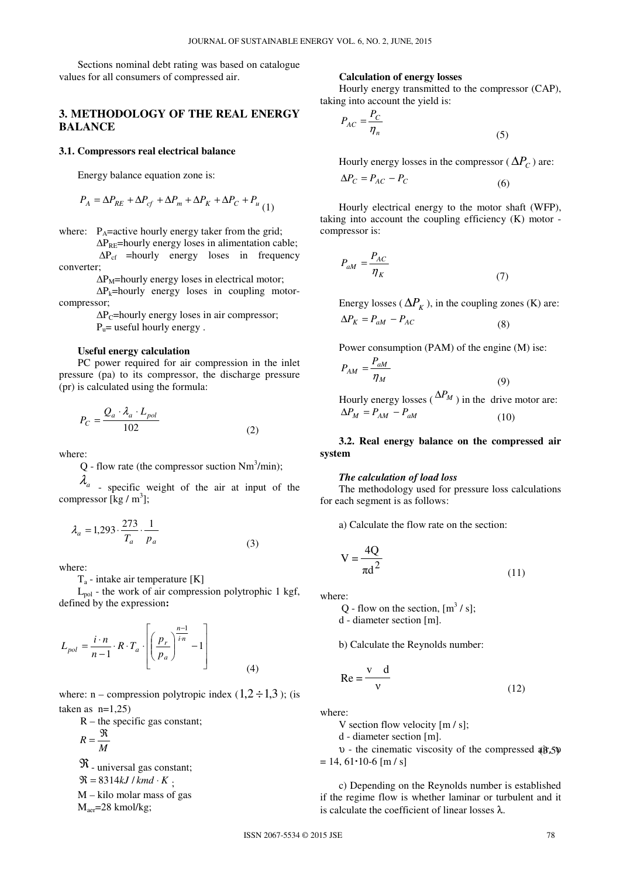Sections nominal debt rating was based on catalogue values for all consumers of compressed air.

## 3. METHODOLOGY OF THE REAL ENERGY BALANCE

### 3.1. Compressors real electrical balance

Energy balance equation zone is:

$$P_A = \Delta P_{RE} + \Delta P_{cf} + \Delta P_m + \Delta P_K + \Delta P_C + P_u \quad (1)$$

where: $P_A$=active hourly energy taker from the grid;

$\Delta P_{RE}$=hourly energy loses in alimentation cable;

$\Delta P_{cf}$ =hourly energy loses in frequency converter;

$\Delta P_M$=hourly energy loses in electrical motor;

$\Delta P_k$=hourly energy loses in coupling motor-compressor;

$\Delta P_C$=hourly energy loses in air compressor;

$P_u$= useful hourly energy .

**Useful energy calculation**

PC power required for air compression in the inlet pressure (pa) to its compressor, the discharge pressure (pr) is calculated using the formula:

$$P_C = \frac{Q_a \cdot \lambda_a \cdot L_{pol}}{102} \quad (2)$$

where:

Q - flow rate (the compressor suction $Nm^3$/min);

$\lambda_a$ - specific weight of the air at input of the compressor [kg / $m^3$];

$$\lambda_a = 1{,}293 \cdot \frac{273}{T_a} \cdot \frac{1}{p_a} \quad (3)$$

where:

$T_a$ - intake air temperature [K]

$L_{pol}$ - the work of air compression polytrophic 1 kgf, defined by the expression**:**

$$L_{pol} = \frac{i \cdot n}{n-1} \cdot R \cdot T_a \cdot \left[ \left( \frac{p_r}{p_a} \right)^{\frac{n-1}{i \cdot n}} - 1 \right] \quad (4)$$

where: n – compression polytropic index ($1{,}2 \div 1{,}3$); (is taken as n=1,25)

R – the specific gas constant;

$R = \frac{\Re}{M}$

$\Re$ - universal gas constant;

$\Re = 8314 kJ / kmd \cdot K$ ;

M – kilo molar mass of gas

$M_{aer}$=28 kmol/kg;

**Calculation of energy losses**

Hourly energy transmitted to the compressor (CAP), taking into account the yield is:

$$P_{AC} = \frac{P_C}{\eta_n} \quad (5)$$

Hourly energy losses in the compressor ($\Delta P_C$) are:

$$\Delta P_C = P_{AC} - P_C \quad (6)$$

Hourly electrical energy to the motor shaft (WFP), taking into account the coupling efficiency (K) motor - compressor is:

$$P_{aM} = \frac{P_{AC}}{\eta_K} \quad (7)$$

Energy losses ($\Delta P_K$), in the coupling zones (K) are:

$$\Delta P_K = P_{aM} - P_{AC} \quad (8)$$

Power consumption (PAM) of the engine (M) ise:

$$P_{AM} = \frac{P_{aM}}{\eta_M} \quad (9)$$

Hourly energy losses ($\Delta P_M$) in the drive motor are:

$$\Delta P_M = P_{AM} - P_{aM} \quad (10)$$

### 3.2. Real energy balance on the compressed air system

***The calculation of load loss***

The methodology used for pressure loss calculations for each segment is as follows:

a) Calculate the flow rate on the section:

$$V = \frac{4Q}{\pi d^2} \quad (11)$$

where:

Q - flow on the section, [$m^3$ / s];

d - diameter section [m].

b) Calculate the Reynolds number:

$$Re = \frac{v \quad d}{\nu} \quad (12)$$

where:

V section flow velocity [m / s];

d - diameter section [m].

$\upsilon$ - the cinematic viscosity of the compressed air, $\upsilon$ = 14, 61·10-6 [m / s] (3.5)

c) Depending on the Reynolds number is established if the regime flow is whether laminar or turbulent and it is calculate the coefficient of linear losses λ.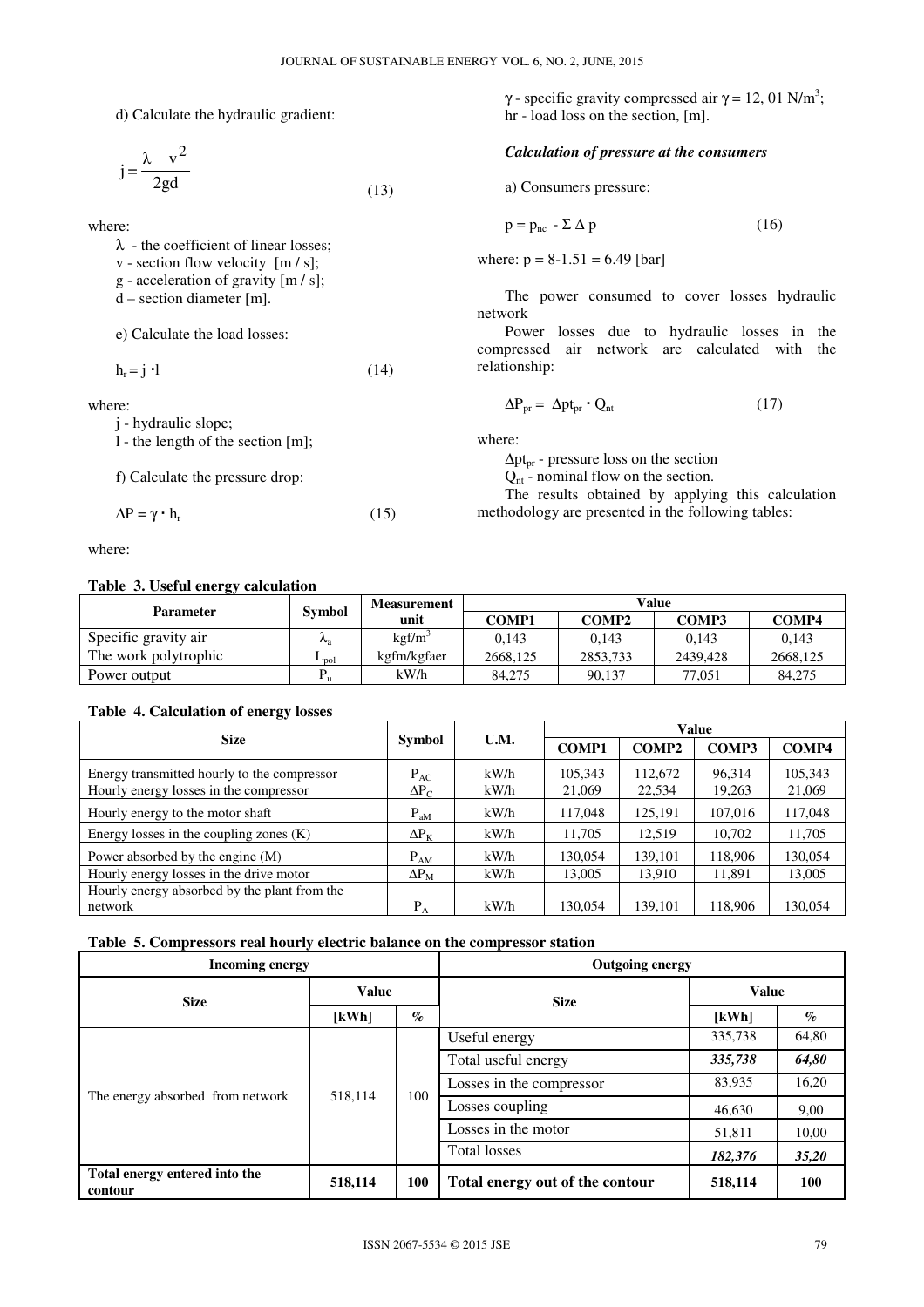d) Calculate the hydraulic gradient:

$$j = \frac{\lambda \quad v^2}{2gd} \tag{13}$$

where:

- $\lambda$ - the coefficient of linear losses;
- v - section flow velocity [m / s];
- g - acceleration of gravity [m / s];
- d – section diameter [m].

e) Calculate the load losses:

$$h_r = j \cdot l \tag{14}$$

where:

- j - hydraulic slope;
- l - the length of the section [m];

f) Calculate the pressure drop:

$$\Delta P = \gamma \cdot h_r \tag{15}$$

where:

- $\gamma$ - specific gravity compressed air $\gamma = 12,\ 01\ N/m^3$;
- hr - load loss on the section, [m].

***Calculation of pressure at the consumers***

a) Consumers pressure:

$$p = p_{nc} - \Sigma\,\Delta\, p \tag{16}$$

where: $p = 8\text{-}1.51 = 6.49$ [bar]

The power consumed to cover losses hydraulic network

Power losses due to hydraulic losses in the compressed air network are calculated with the relationship:

$$\Delta P_{pr} = \Delta pt_{pr} \cdot Q_{nt} \tag{17}$$

where:

- $\Delta pt_{pr}$ - pressure loss on the section
- $Q_{nt}$ - nominal flow on the section.

The results obtained by applying this calculation methodology are presented in the following tables:

**Table 3. Useful energy calculation**

| Parameter | Symbol | Measurement unit | Value | | | |
|---|---|---|---|---|---|---|
| | | | COMP1 | COMP2 | COMP3 | COMP4 |
| Specific gravity air | $\lambda_a$ | kgf/m$^3$ | 0,143 | 0,143 | 0,143 | 0,143 |
| The work polytrophic | $L_{pol}$ | kgfm/kgfaer | 2668,125 | 2853,733 | 2439,428 | 2668,125 |
| Power output | $P_u$ | kW/h | 84,275 | 90,137 | 77,051 | 84,275 |

**Table 4. Calculation of energy losses**

| Size | Symbol | U.M. | Value | | | |
|---|---|---|---|---|---|---|
| | | | COMP1 | COMP2 | COMP3 | COMP4 |
| Energy transmitted hourly to the compressor | $P_{AC}$ | kW/h | 105,343 | 112,672 | 96,314 | 105,343 |
| Hourly energy losses in the compressor | $\Delta P_C$ | kW/h | 21,069 | 22,534 | 19,263 | 21,069 |
| Hourly energy to the motor shaft | $P_{aM}$ | kW/h | 117,048 | 125,191 | 107,016 | 117,048 |
| Energy losses in the coupling zones (K) | $\Delta P_K$ | kW/h | 11,705 | 12,519 | 10,702 | 11,705 |
| Power absorbed by the engine (M) | $P_{AM}$ | kW/h | 130,054 | 139,101 | 118,906 | 130,054 |
| Hourly energy losses in the drive motor | $\Delta P_M$ | kW/h | 13,005 | 13,910 | 11,891 | 13,005 |
| Hourly energy absorbed by the plant from the network | $P_A$ | kW/h | 130,054 | 139,101 | 118,906 | 130,054 |

**Table 5. Compressors real hourly electric balance on the compressor station**

| Incoming energy | | | Outgoing energy | | |
|---|---|---|---|---|---|
| Size | Value | | Size | Value | |
| | [kWh] | % | | [kWh] | % |
| The energy absorbed from network | 518,114 | 100 | Useful energy | 335,738 | 64,80 |
| | | | Total useful energy | ***335,738*** | ***64,80*** |
| | | | Losses in the compressor | 83,935 | 16,20 |
| | | | Losses coupling | 46,630 | 9,00 |
| | | | Losses in the motor | 51,811 | 10,00 |
| | | | Total losses | ***182,376*** | ***35,20*** |
| **Total energy entered into the contour** | **518,114** | **100** | **Total energy out of the contour** | **518,114** | **100** |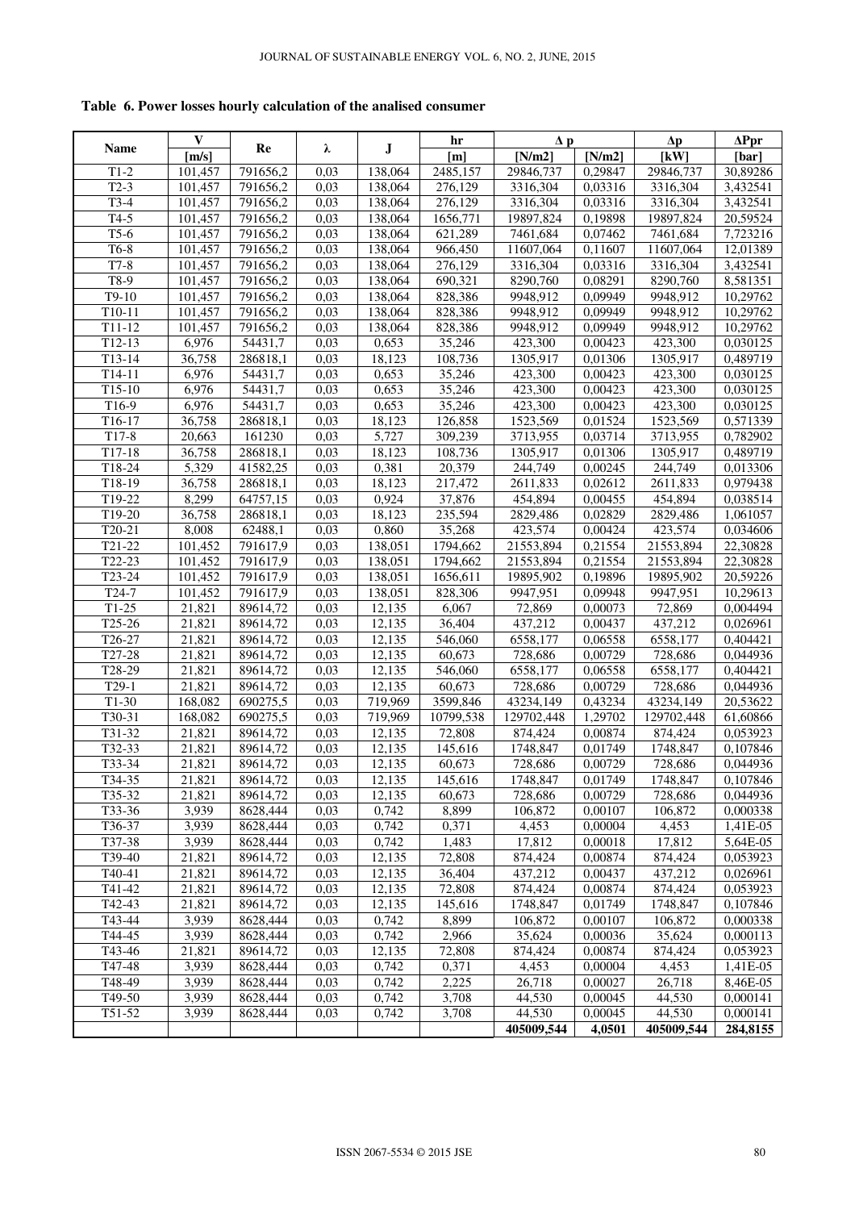**Table 6. Power losses hourly calculation of the analised consumer**

| Name | V | Re | λ | J | hr | Δ p | | Δp | ΔPpr |
|---|---|---|---|---|---|---|---|---|---|
| | [m/s] | | | | [m] | [N/m2] | [N/m2] | [kW] | [bar] |
| T1-2 | 101,457 | 791656,2 | 0,03 | 138,064 | 2485,157 | 29846,737 | 0,29847 | 29846,737 | 30,89286 |
| T2-3 | 101,457 | 791656,2 | 0,03 | 138,064 | 276,129 | 3316,304 | 0,03316 | 3316,304 | 3,432541 |
| T3-4 | 101,457 | 791656,2 | 0,03 | 138,064 | 276,129 | 3316,304 | 0,03316 | 3316,304 | 3,432541 |
| T4-5 | 101,457 | 791656,2 | 0,03 | 138,064 | 1656,771 | 19897,824 | 0,19898 | 19897,824 | 20,59524 |
| T5-6 | 101,457 | 791656,2 | 0,03 | 138,064 | 621,289 | 7461,684 | 0,07462 | 7461,684 | 7,723216 |
| T6-8 | 101,457 | 791656,2 | 0,03 | 138,064 | 966,450 | 11607,064 | 0,11607 | 11607,064 | 12,01389 |
| T7-8 | 101,457 | 791656,2 | 0,03 | 138,064 | 276,129 | 3316,304 | 0,03316 | 3316,304 | 3,432541 |
| T8-9 | 101,457 | 791656,2 | 0,03 | 138,064 | 690,321 | 8290,760 | 0,08291 | 8290,760 | 8,581351 |
| T9-10 | 101,457 | 791656,2 | 0,03 | 138,064 | 828,386 | 9948,912 | 0,09949 | 9948,912 | 10,29762 |
| T10-11 | 101,457 | 791656,2 | 0,03 | 138,064 | 828,386 | 9948,912 | 0,09949 | 9948,912 | 10,29762 |
| T11-12 | 101,457 | 791656,2 | 0,03 | 138,064 | 828,386 | 9948,912 | 0,09949 | 9948,912 | 10,29762 |
| T12-13 | 6,976 | 54431,7 | 0,03 | 0,653 | 35,246 | 423,300 | 0,00423 | 423,300 | 0,030125 |
| T13-14 | 36,758 | 286818,1 | 0,03 | 18,123 | 108,736 | 1305,917 | 0,01306 | 1305,917 | 0,489719 |
| T14-11 | 6,976 | 54431,7 | 0,03 | 0,653 | 35,246 | 423,300 | 0,00423 | 423,300 | 0,030125 |
| T15-10 | 6,976 | 54431,7 | 0,03 | 0,653 | 35,246 | 423,300 | 0,00423 | 423,300 | 0,030125 |
| T16-9 | 6,976 | 54431,7 | 0,03 | 0,653 | 35,246 | 423,300 | 0,00423 | 423,300 | 0,030125 |
| T16-17 | 36,758 | 286818,1 | 0,03 | 18,123 | 126,858 | 1523,569 | 0,01524 | 1523,569 | 0,571339 |
| T17-8 | 20,663 | 161230 | 0,03 | 5,727 | 309,239 | 3713,955 | 0,03714 | 3713,955 | 0,782902 |
| T17-18 | 36,758 | 286818,1 | 0,03 | 18,123 | 108,736 | 1305,917 | 0,01306 | 1305,917 | 0,489719 |
| T18-24 | 5,329 | 41582,25 | 0,03 | 0,381 | 20,379 | 244,749 | 0,00245 | 244,749 | 0,013306 |
| T18-19 | 36,758 | 286818,1 | 0,03 | 18,123 | 217,472 | 2611,833 | 0,02612 | 2611,833 | 0,979438 |
| T19-22 | 8,299 | 64757,15 | 0,03 | 0,924 | 37,876 | 454,894 | 0,00455 | 454,894 | 0,038514 |
| T19-20 | 36,758 | 286818,1 | 0,03 | 18,123 | 235,594 | 2829,486 | 0,02829 | 2829,486 | 1,061057 |
| T20-21 | 8,008 | 62488,1 | 0,03 | 0,860 | 35,268 | 423,574 | 0,00424 | 423,574 | 0,034606 |
| T21-22 | 101,452 | 791617,9 | 0,03 | 138,051 | 1794,662 | 21553,894 | 0,21554 | 21553,894 | 22,30828 |
| T22-23 | 101,452 | 791617,9 | 0,03 | 138,051 | 1794,662 | 21553,894 | 0,21554 | 21553,894 | 22,30828 |
| T23-24 | 101,452 | 791617,9 | 0,03 | 138,051 | 1656,611 | 19895,902 | 0,19896 | 19895,902 | 20,59226 |
| T24-7 | 101,452 | 791617,9 | 0,03 | 138,051 | 828,306 | 9947,951 | 0,09948 | 9947,951 | 10,29613 |
| T1-25 | 21,821 | 89614,72 | 0,03 | 12,135 | 6,067 | 72,869 | 0,00073 | 72,869 | 0,004494 |
| T25-26 | 21,821 | 89614,72 | 0,03 | 12,135 | 36,404 | 437,212 | 0,00437 | 437,212 | 0,026961 |
| T26-27 | 21,821 | 89614,72 | 0,03 | 12,135 | 546,060 | 6558,177 | 0,06558 | 6558,177 | 0,404421 |
| T27-28 | 21,821 | 89614,72 | 0,03 | 12,135 | 60,673 | 728,686 | 0,00729 | 728,686 | 0,044936 |
| T28-29 | 21,821 | 89614,72 | 0,03 | 12,135 | 546,060 | 6558,177 | 0,06558 | 6558,177 | 0,404421 |
| T29-1 | 21,821 | 89614,72 | 0,03 | 12,135 | 60,673 | 728,686 | 0,00729 | 728,686 | 0,044936 |
| T1-30 | 168,082 | 690275,5 | 0,03 | 719,969 | 3599,846 | 43234,149 | 0,43234 | 43234,149 | 20,53622 |
| T30-31 | 168,082 | 690275,5 | 0,03 | 719,969 | 10799,538 | 129702,448 | 1,29702 | 129702,448 | 61,60866 |
| T31-32 | 21,821 | 89614,72 | 0,03 | 12,135 | 72,808 | 874,424 | 0,00874 | 874,424 | 0,053923 |
| T32-33 | 21,821 | 89614,72 | 0,03 | 12,135 | 145,616 | 1748,847 | 0,01749 | 1748,847 | 0,107846 |
| T33-34 | 21,821 | 89614,72 | 0,03 | 12,135 | 60,673 | 728,686 | 0,00729 | 728,686 | 0,044936 |
| T34-35 | 21,821 | 89614,72 | 0,03 | 12,135 | 145,616 | 1748,847 | 0,01749 | 1748,847 | 0,107846 |
| T35-32 | 21,821 | 89614,72 | 0,03 | 12,135 | 60,673 | 728,686 | 0,00729 | 728,686 | 0,044936 |
| T33-36 | 3,939 | 8628,444 | 0,03 | 0,742 | 8,899 | 106,872 | 0,00107 | 106,872 | 0,000338 |
| T36-37 | 3,939 | 8628,444 | 0,03 | 0,742 | 0,371 | 4,453 | 0,00004 | 4,453 | 1,41E-05 |
| T37-38 | 3,939 | 8628,444 | 0,03 | 0,742 | 1,483 | 17,812 | 0,00018 | 17,812 | 5,64E-05 |
| T39-40 | 21,821 | 89614,72 | 0,03 | 12,135 | 72,808 | 874,424 | 0,00874 | 874,424 | 0,053923 |
| T40-41 | 21,821 | 89614,72 | 0,03 | 12,135 | 36,404 | 437,212 | 0,00437 | 437,212 | 0,026961 |
| T41-42 | 21,821 | 89614,72 | 0,03 | 12,135 | 72,808 | 874,424 | 0,00874 | 874,424 | 0,053923 |
| T42-43 | 21,821 | 89614,72 | 0,03 | 12,135 | 145,616 | 1748,847 | 0,01749 | 1748,847 | 0,107846 |
| T43-44 | 3,939 | 8628,444 | 0,03 | 0,742 | 8,899 | 106,872 | 0,00107 | 106,872 | 0,000338 |
| T44-45 | 3,939 | 8628,444 | 0,03 | 0,742 | 2,966 | 35,624 | 0,00036 | 35,624 | 0,000113 |
| T43-46 | 21,821 | 89614,72 | 0,03 | 12,135 | 72,808 | 874,424 | 0,00874 | 874,424 | 0,053923 |
| T47-48 | 3,939 | 8628,444 | 0,03 | 0,742 | 0,371 | 4,453 | 0,00004 | 4,453 | 1,41E-05 |
| T48-49 | 3,939 | 8628,444 | 0,03 | 0,742 | 2,225 | 26,718 | 0,00027 | 26,718 | 8,46E-05 |
| T49-50 | 3,939 | 8628,444 | 0,03 | 0,742 | 3,708 | 44,530 | 0,00045 | 44,530 | 0,000141 |
| T51-52 | 3,939 | 8628,444 | 0,03 | 0,742 | 3,708 | 44,530 | 0,00045 | 44,530 | 0,000141 |
| | | | | | | **405009,544** | **4,0501** | **405009,544** | **284,8155** |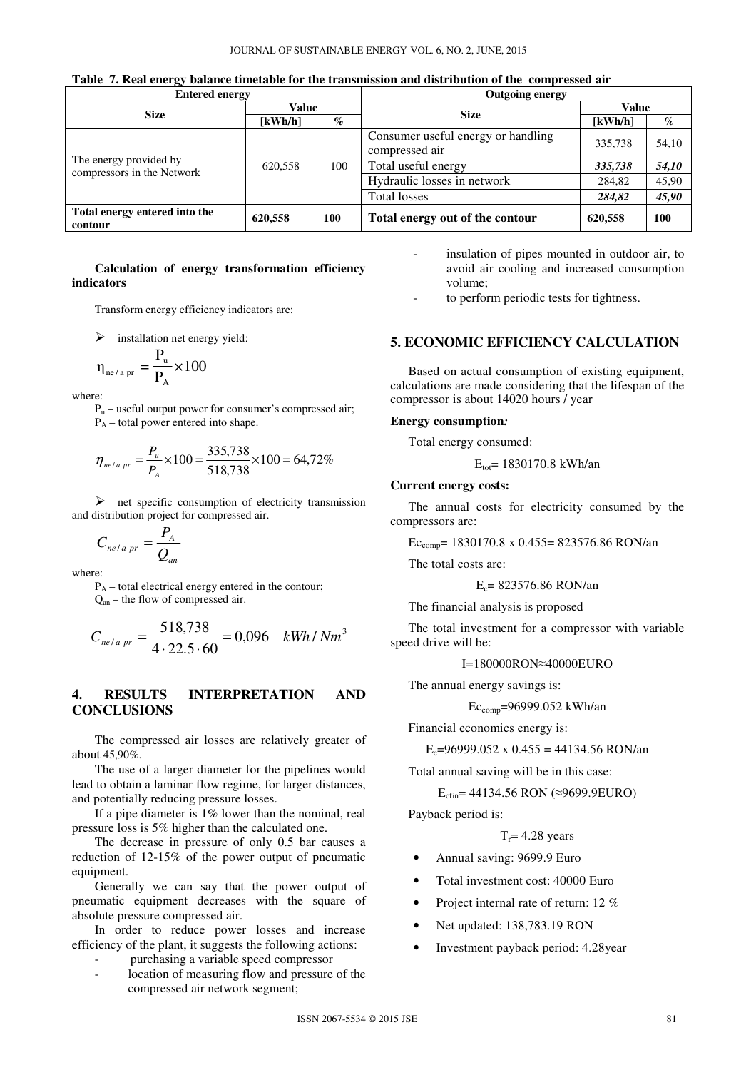**Table 7. Real energy balance timetable for the transmission and distribution of the compressed air**

| Entered energy | | | Outgoing energy | | |
|---|---|---|---|---|---|
| Size | Value | | Size | Value | |
| | [kWh/h] | % | | [kWh/h] | % |
| The energy provided by compressors in the Network | 620,558 | 100 | Consumer useful energy or handling compressed air | 335,738 | 54,10 |
| | | | Total useful energy | ***335,738*** | ***54,10*** |
| | | | Hydraulic losses in network | 284,82 | 45,90 |
| | | | Total losses | ***284,82*** | ***45,90*** |
| **Total energy entered into the contour** | **620,558** | **100** | **Total energy out of the contour** | **620,558** | **100** |

**Calculation of energy transformation efficiency indicators**

Transform energy efficiency indicators are:

- installation net energy yield:

$$\eta_{ne/a\ pr} = \frac{P_u}{P_A} \times 100$$

where:

$P_u$ – useful output power for consumer's compressed air;
$P_A$ – total power entered into shape.

$$\eta_{ne/a\ pr} = \frac{P_u}{P_A} \times 100 = \frac{335{,}738}{518{,}738} \times 100 = 64{,}72\%$$

- net specific consumption of electricity transmission and distribution project for compressed air.

$$C_{ne/a\ pr} = \frac{P_A}{Q_{an}}$$

where:

$P_A$ – total electrical energy entered in the contour;
$Q_{an}$ – the flow of compressed air.

$$C_{ne/a\ pr} = \frac{518{,}738}{4 \cdot 22.5 \cdot 60} = 0{,}096 \quad kWh/Nm^3$$

## 4. RESULTS INTERPRETATION AND CONCLUSIONS

The compressed air losses are relatively greater of about 45,90%.

The use of a larger diameter for the pipelines would lead to obtain a laminar flow regime, for larger distances, and potentially reducing pressure losses.

If a pipe diameter is 1% lower than the nominal, real pressure loss is 5% higher than the calculated one.

The decrease in pressure of only 0.5 bar causes a reduction of 12-15% of the power output of pneumatic equipment.

Generally we can say that the power output of pneumatic equipment decreases with the square of absolute pressure compressed air.

In order to reduce power losses and increase efficiency of the plant, it suggests the following actions:

- purchasing a variable speed compressor
- location of measuring flow and pressure of the compressed air network segment;
- insulation of pipes mounted in outdoor air, to avoid air cooling and increased consumption volume;
- to perform periodic tests for tightness.

## 5. ECONOMIC EFFICIENCY CALCULATION

Based on actual consumption of existing equipment, calculations are made considering that the lifespan of the compressor is about 14020 hours / year

**Energy consumption*:***

Total energy consumed:

$E_{tot}$= 1830170.8 kWh/an

**Current energy costs:**

The annual costs for electricity consumed by the compressors are:

$Ec_{comp}$= 1830170.8 x 0.455= 823576.86 RON/an

The total costs are:

$E_c$= 823576.86 RON/an

The financial analysis is proposed

The total investment for a compressor with variable speed drive will be:

I=180000RON≈40000EURO

The annual energy savings is:

$Ec_{comp}$=96999.052 kWh/an

Financial economics energy is:

$E_c$=96999.052 x 0.455 = 44134.56 RON/an

Total annual saving will be in this case:

$E_{cfin}$= 44134.56 RON (≈9699.9EURO)

Payback period is:

$T_r$= 4.28 years

- Annual saving: 9699.9 Euro
- Total investment cost: 40000 Euro
- Project internal rate of return: 12 %
- Net updated: 138,783.19 RON
- Investment payback period: 4.28year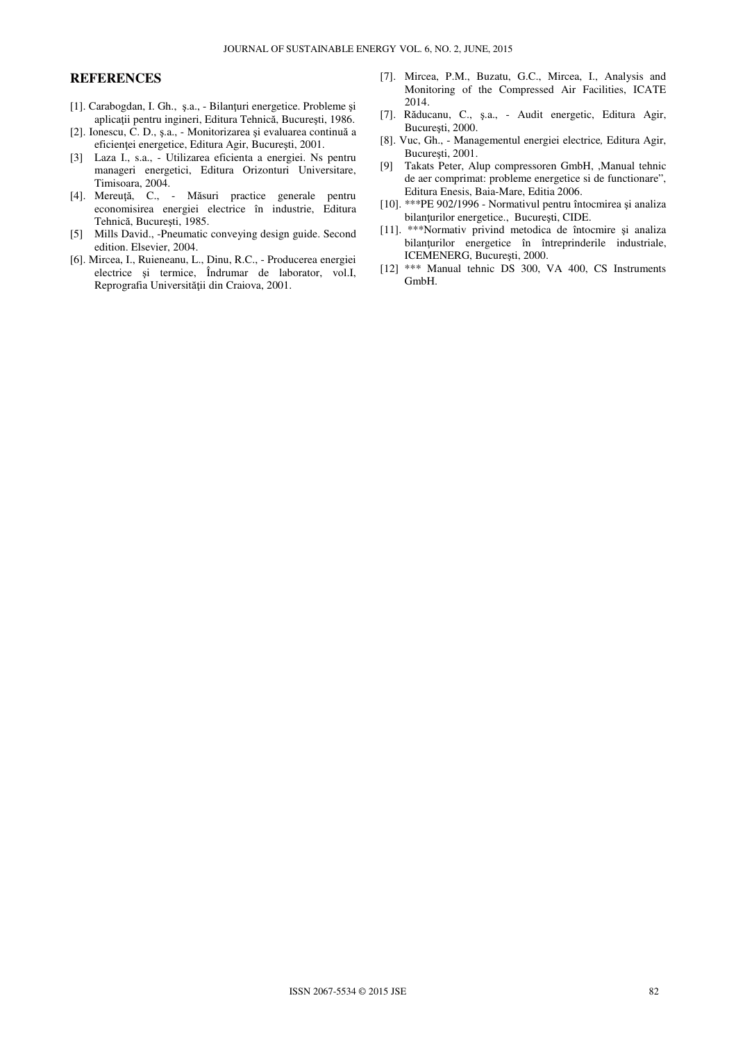## REFERENCES

[1]. Carabogdan, I. Gh., ş.a., - Bilanţuri energetice. Probleme şi aplicaţii pentru ingineri, Editura Tehnică, Bucureşti, 1986.

[2]. Ionescu, C. D., ş.a., - Monitorizarea şi evaluarea continuă a eficienţei energetice, Editura Agir, Bucureşti, 2001.

[3] Laza I., s.a., - Utilizarea eficienta a energiei. Ns pentru manageri energetici, Editura Orizonturi Universitare, Timisoara, 2004.

[4]. Mereuţă, C., - Măsuri practice generale pentru economisirea energiei electrice în industrie, Editura Tehnică, Bucureşti, 1985.

[5] Mills David., -Pneumatic conveying design guide. Second edition. Elsevier, 2004.

[6]. Mircea, I., Ruieneanu, L., Dinu, R.C., - Producerea energiei electrice şi termice, Îndrumar de laborator, vol.I, Reprografia Universităţii din Craiova, 2001.

[7]. Mircea, P.M., Buzatu, G.C., Mircea, I., Analysis and Monitoring of the Compressed Air Facilities, ICATE 2014.

[7]. Răducanu, C., ş.a., - Audit energetic, Editura Agir, Bucureşti, 2000.

[8]. Vuc, Gh., - Managementul energiei electrice, Editura Agir, Bucureşti, 2001.

[9] Takats Peter, Alup compressoren GmbH, ‚Manual tehnic de aer comprimat: probleme energetice si de functionare", Editura Enesis, Baia-Mare, Editia 2006.

[10]. ***PE 902/1996 - Normativul pentru întocmirea şi analiza bilanţurilor energetice., Bucureşti, CIDE.

[11]. ***Normativ privind metodica de întocmire şi analiza bilanţurilor energetice în întreprinderile industriale, ICEMENERG, Bucureşti, 2000.

[12] *** Manual tehnic DS 300, VA 400, CS Instruments GmbH.